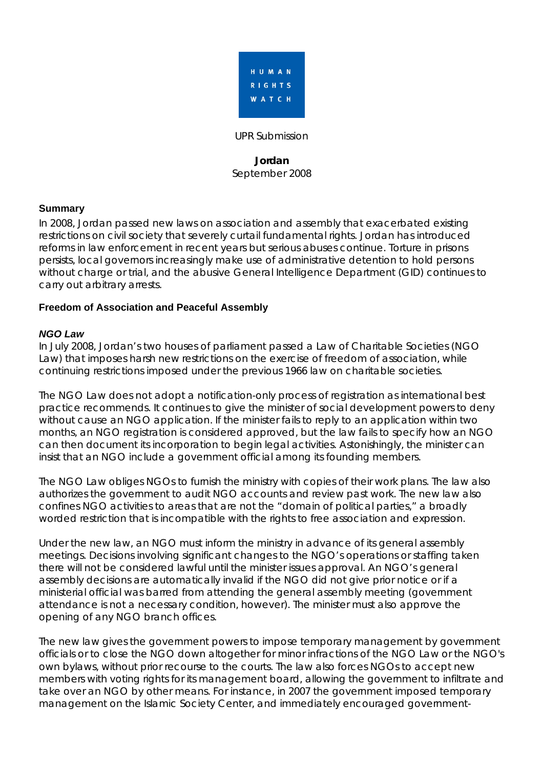HUMAN RIGHTS WATCH

UPR Submission

**Jordan**
September 2008

### Summary

In 2008, Jordan passed new laws on association and assembly that exacerbated existing restrictions on civil society that severely curtail fundamental rights. Jordan has introduced reforms in law enforcement in recent years but serious abuses continue. Torture in prisons persists, local governors increasingly make use of administrative detention to hold persons without charge or trial, and the abusive General Intelligence Department (GID) continues to carry out arbitrary arrests.

### Freedom of Association and Peaceful Assembly

#### *NGO Law*

In July 2008, Jordan's two houses of parliament passed a Law of Charitable Societies (NGO Law) that imposes harsh new restrictions on the exercise of freedom of association, while continuing restrictions imposed under the previous 1966 law on charitable societies.

The NGO Law does not adopt a notification-only process of registration as international best practice recommends. It continues to give the minister of social development powers to deny without cause an NGO application. If the minister fails to reply to an application within two months, an NGO registration is considered approved, but the law fails to specify how an NGO can then document its incorporation to begin legal activities. Astonishingly, the minister can insist that an NGO include a government official among its founding members.

The NGO Law obliges NGOs to furnish the ministry with copies of their work plans. The law also authorizes the government to audit NGO accounts and review past work. The new law also confines NGO activities to areas that are not the "domain of political parties," a broadly worded restriction that is incompatible with the rights to free association and expression.

Under the new law, an NGO must inform the ministry in advance of its general assembly meetings. Decisions involving significant changes to the NGO's operations or staffing taken there will not be considered lawful until the minister issues approval. An NGO's general assembly decisions are automatically invalid if the NGO did not give prior notice or if a ministerial official was barred from attending the general assembly meeting (government attendance is not a necessary condition, however). The minister must also approve the opening of any NGO branch offices.

The new law gives the government powers to impose temporary management by government officials or to close the NGO down altogether for minor infractions of the NGO Law or the NGO's own bylaws, without prior recourse to the courts. The law also forces NGOs to accept new members with voting rights for its management board, allowing the government to infiltrate and take over an NGO by other means. For instance, in 2007 the government imposed temporary management on the Islamic Society Center, and immediately encouraged government-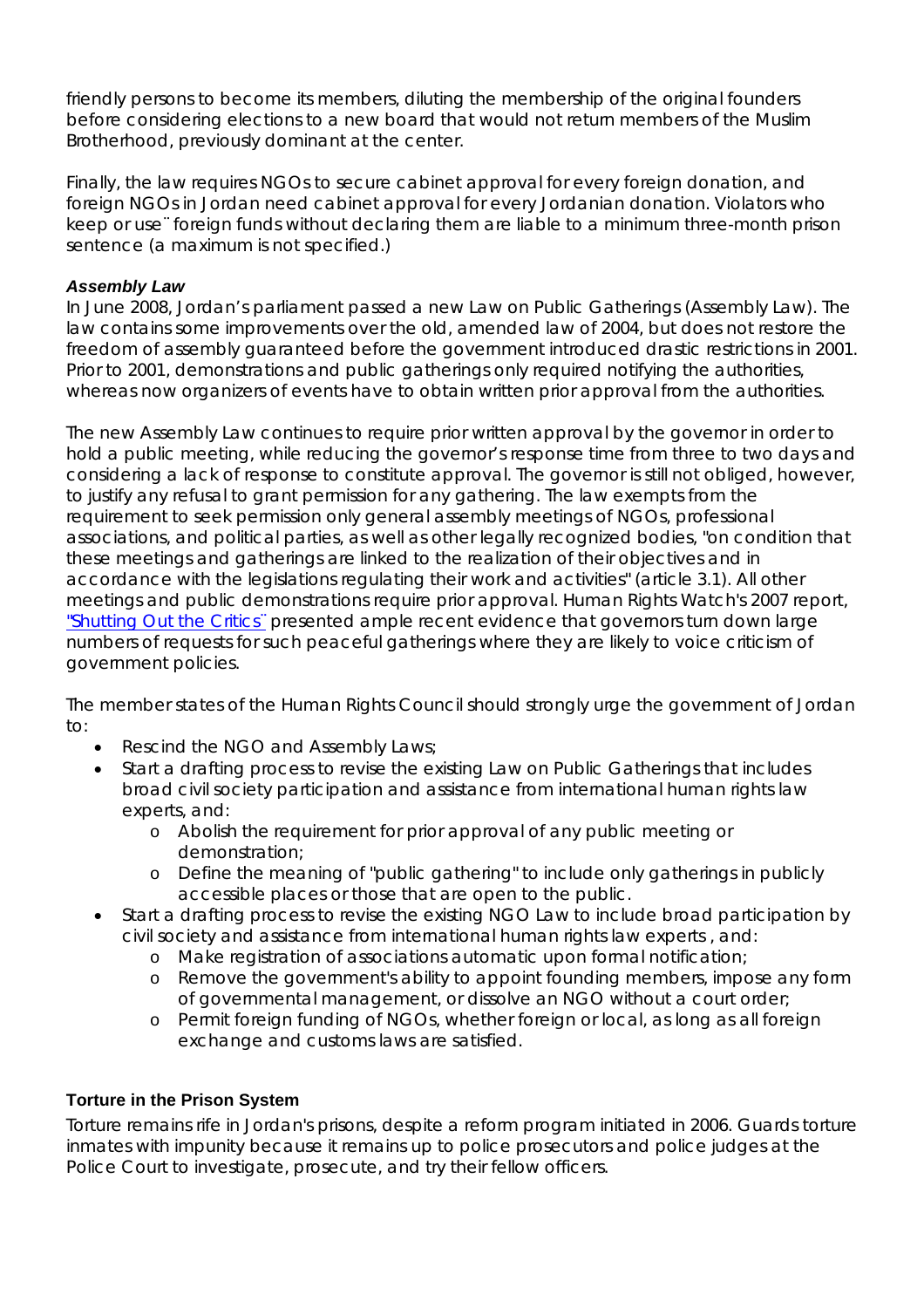friendly persons to become its members, diluting the membership of the original founders before considering elections to a new board that would not return members of the Muslim Brotherhood, previously dominant at the center.

Finally, the law requires NGOs to secure cabinet approval for every foreign donation, and foreign NGOs in Jordan need cabinet approval for every Jordanian donation. Violators who keep or use¨ foreign funds without declaring them are liable to a minimum three-month prison sentence (a maximum is not specified.)

***Assembly Law***

In June 2008, Jordan's parliament passed a new Law on Public Gatherings (Assembly Law). The law contains some improvements over the old, amended law of 2004, but does not restore the freedom of assembly guaranteed before the government introduced drastic restrictions in 2001. Prior to 2001, demonstrations and public gatherings only required notifying the authorities, whereas now organizers of events have to obtain written prior approval from the authorities.

The new Assembly Law continues to require prior written approval by the governor in order to hold a public meeting, while reducing the governor's response time from three to two days and considering a lack of response to constitute approval. The governor is still not obliged, however, to justify any refusal to grant permission for any gathering. The law exempts from the requirement to seek permission only general assembly meetings of NGOs, professional associations, and political parties, as well as other legally recognized bodies, "on condition that these meetings and gatherings are linked to the realization of their objectives and in accordance with the legislations regulating their work and activities" (article 3.1). All other meetings and public demonstrations require prior approval. Human Rights Watch's 2007 report, "Shutting Out the Critics¨ presented ample recent evidence that governors turn down large numbers of requests for such peaceful gatherings where they are likely to voice criticism of government policies.

The member states of the Human Rights Council should strongly urge the government of Jordan to:

- Rescind the NGO and Assembly Laws;
- Start a drafting process to revise the existing Law on Public Gatherings that includes broad civil society participation and assistance from international human rights law experts, and:
  - Abolish the requirement for prior approval of any public meeting or demonstration;
  - Define the meaning of "public gathering" to include only gatherings in publicly accessible places or those that are open to the public.
- Start a drafting process to revise the existing NGO Law to include broad participation by civil society and assistance from international human rights law experts , and:
  - Make registration of associations automatic upon formal notification;
  - Remove the government's ability to appoint founding members, impose any form of governmental management, or dissolve an NGO without a court order;
  - Permit foreign funding of NGOs, whether foreign or local, as long as all foreign exchange and customs laws are satisfied.

**Torture in the Prison System**

Torture remains rife in Jordan's prisons, despite a reform program initiated in 2006. Guards torture inmates with impunity because it remains up to police prosecutors and police judges at the Police Court to investigate, prosecute, and try their fellow officers.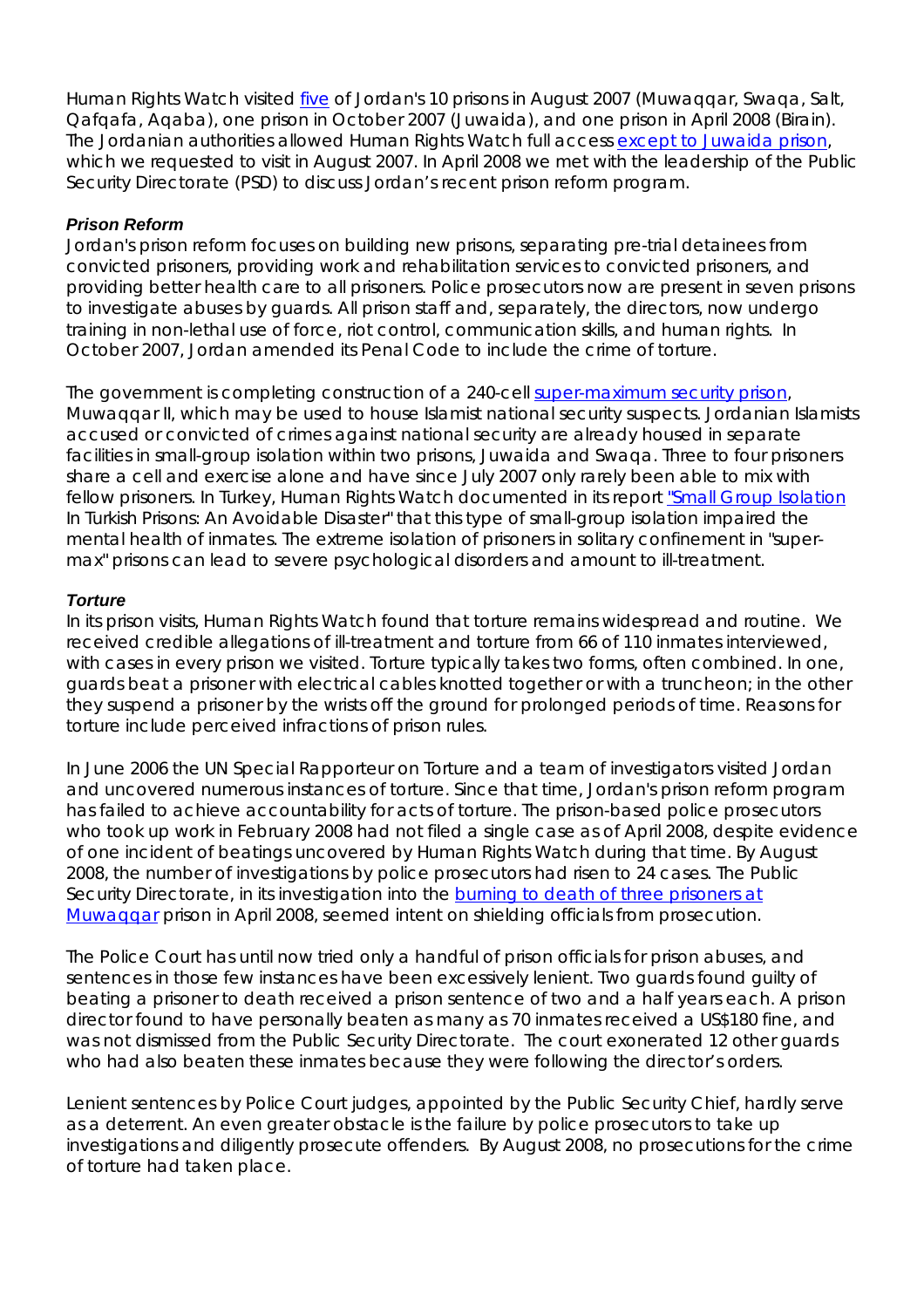Human Rights Watch visited five of Jordan's 10 prisons in August 2007 (Muwaqqar, Swaqa, Salt, Qafqafa, Aqaba), one prison in October 2007 (Juwaida), and one prison in April 2008 (Birain). The Jordanian authorities allowed Human Rights Watch full access except to Juwaida prison, which we requested to visit in August 2007. In April 2008 we met with the leadership of the Public Security Directorate (PSD) to discuss Jordan's recent prison reform program.

***Prison Reform***

Jordan's prison reform focuses on building new prisons, separating pre-trial detainees from convicted prisoners, providing work and rehabilitation services to convicted prisoners, and providing better health care to all prisoners. Police prosecutors now are present in seven prisons to investigate abuses by guards. All prison staff and, separately, the directors, now undergo training in non-lethal use of force, riot control, communication skills, and human rights. In October 2007, Jordan amended its Penal Code to include the crime of torture.

The government is completing construction of a 240-cell super-maximum security prison, Muwaqqar II, which may be used to house Islamist national security suspects. Jordanian Islamists accused or convicted of crimes against national security are already housed in separate facilities in small-group isolation within two prisons, Juwaida and Swaqa. Three to four prisoners share a cell and exercise alone and have since July 2007 only rarely been able to mix with fellow prisoners. In Turkey, Human Rights Watch documented in its report "Small Group Isolation In Turkish Prisons: An Avoidable Disaster" that this type of small-group isolation impaired the mental health of inmates. The extreme isolation of prisoners in solitary confinement in "super-max" prisons can lead to severe psychological disorders and amount to ill-treatment.

***Torture***

In its prison visits, Human Rights Watch found that torture remains widespread and routine. We received credible allegations of ill-treatment and torture from 66 of 110 inmates interviewed, with cases in every prison we visited. Torture typically takes two forms, often combined. In one, guards beat a prisoner with electrical cables knotted together or with a truncheon; in the other they suspend a prisoner by the wrists off the ground for prolonged periods of time. Reasons for torture include perceived infractions of prison rules.

In June 2006 the UN Special Rapporteur on Torture and a team of investigators visited Jordan and uncovered numerous instances of torture. Since that time, Jordan's prison reform program has failed to achieve accountability for acts of torture. The prison-based police prosecutors who took up work in February 2008 had not filed a single case as of April 2008, despite evidence of one incident of beatings uncovered by Human Rights Watch during that time. By August 2008, the number of investigations by police prosecutors had risen to 24 cases. The Public Security Directorate, in its investigation into the burning to death of three prisoners at Muwaqqar prison in April 2008, seemed intent on shielding officials from prosecution.

The Police Court has until now tried only a handful of prison officials for prison abuses, and sentences in those few instances have been excessively lenient. Two guards found guilty of beating a prisoner to death received a prison sentence of two and a half years each. A prison director found to have personally beaten as many as 70 inmates received a US$180 fine, and was not dismissed from the Public Security Directorate. The court exonerated 12 other guards who had also beaten these inmates because they were following the director's orders.

Lenient sentences by Police Court judges, appointed by the Public Security Chief, hardly serve as a deterrent. An even greater obstacle is the failure by police prosecutors to take up investigations and diligently prosecute offenders. By August 2008, no prosecutions for the crime of torture had taken place.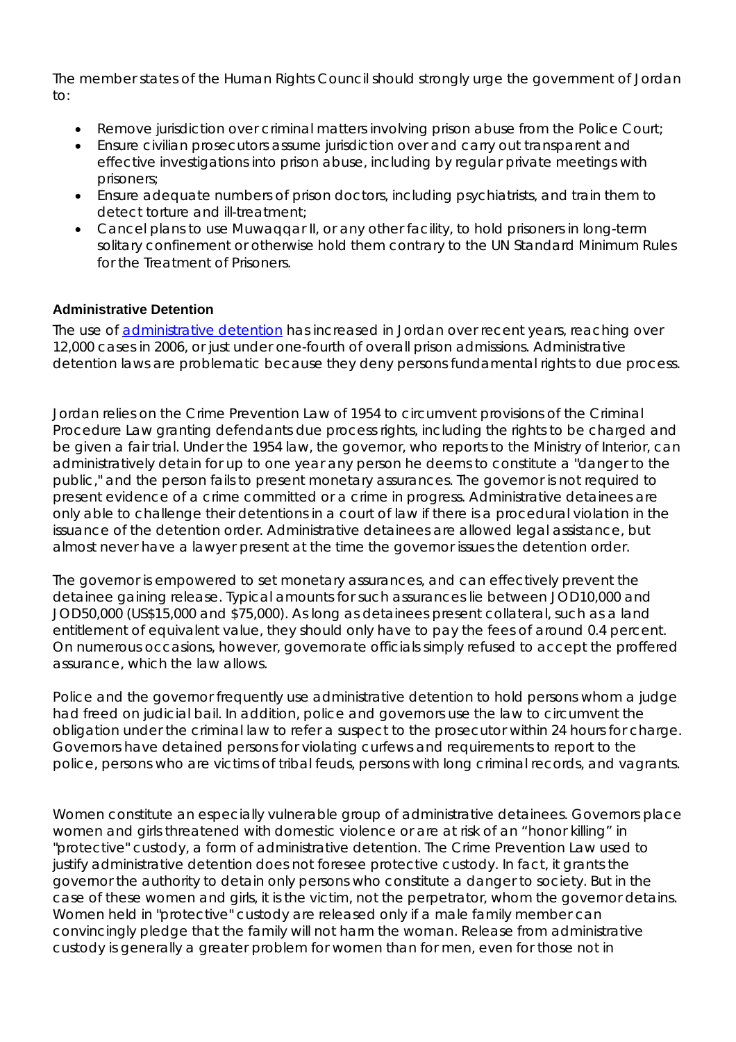The member states of the Human Rights Council should strongly urge the government of Jordan to:

- Remove jurisdiction over criminal matters involving prison abuse from the Police Court;
- Ensure civilian prosecutors assume jurisdiction over and carry out transparent and effective investigations into prison abuse, including by regular private meetings with prisoners;
- Ensure adequate numbers of prison doctors, including psychiatrists, and train them to detect torture and ill-treatment;
- Cancel plans to use Muwaqqar II, or any other facility, to hold prisoners in long-term solitary confinement or otherwise hold them contrary to the UN Standard Minimum Rules for the Treatment of Prisoners.

### Administrative Detention

The use of [administrative detention] has increased in Jordan over recent years, reaching over 12,000 cases in 2006, or just under one-fourth of overall prison admissions. Administrative detention laws are problematic because they deny persons fundamental rights to due process.

Jordan relies on the Crime Prevention Law of 1954 to circumvent provisions of the Criminal Procedure Law granting defendants due process rights, including the rights to be charged and be given a fair trial. Under the 1954 law, the governor, who reports to the Ministry of Interior, can administratively detain for up to one year any person he deems to constitute a "danger to the public," and the person fails to present monetary assurances. The governor is not required to present evidence of a crime committed or a crime in progress. Administrative detainees are only able to challenge their detentions in a court of law if there is a procedural violation in the issuance of the detention order. Administrative detainees are allowed legal assistance, but almost never have a lawyer present at the time the governor issues the detention order.

The governor is empowered to set monetary assurances, and can effectively prevent the detainee gaining release. Typical amounts for such assurances lie between JOD10,000 and JOD50,000 (US$15,000 and $75,000). As long as detainees present collateral, such as a land entitlement of equivalent value, they should only have to pay the fees of around 0.4 percent. On numerous occasions, however, governorate officials simply refused to accept the proffered assurance, which the law allows.

Police and the governor frequently use administrative detention to hold persons whom a judge had freed on judicial bail. In addition, police and governors use the law to circumvent the obligation under the criminal law to refer a suspect to the prosecutor within 24 hours for charge. Governors have detained persons for violating curfews and requirements to report to the police, persons who are victims of tribal feuds, persons with long criminal records, and vagrants.

Women constitute an especially vulnerable group of administrative detainees. Governors place women and girls threatened with domestic violence or are at risk of an “honor killing” in "protective" custody, a form of administrative detention. The Crime Prevention Law used to justify administrative detention does not foresee protective custody. In fact, it grants the governor the authority to detain only persons who constitute a danger to society. But in the case of these women and girls, it is the victim, not the perpetrator, whom the governor detains. Women held in "protective" custody are released only if a male family member can convincingly pledge that the family will not harm the woman. Release from administrative custody is generally a greater problem for women than for men, even for those not in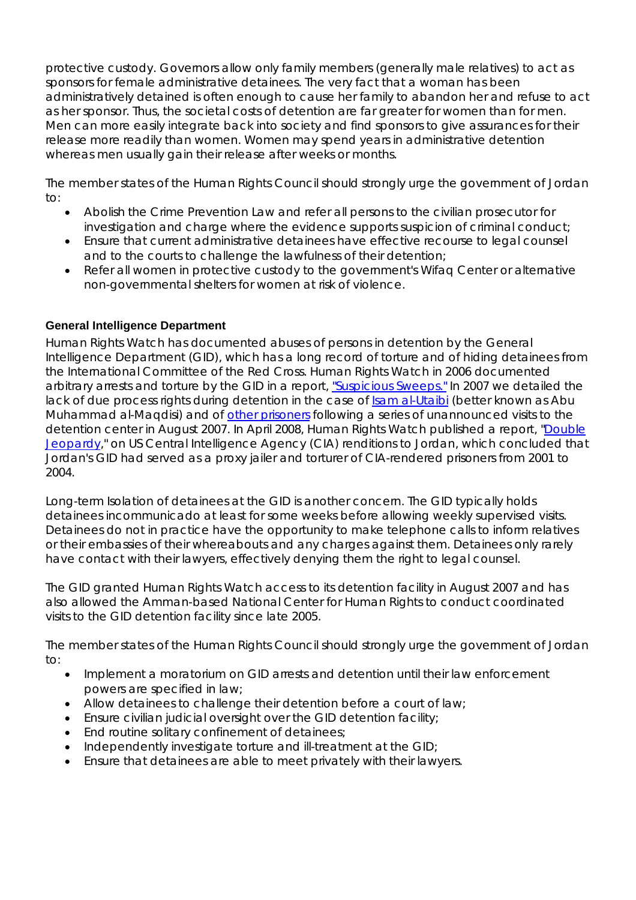protective custody. Governors allow only family members (generally male relatives) to act as sponsors for female administrative detainees. The very fact that a woman has been administratively detained is often enough to cause her family to abandon her and refuse to act as her sponsor. Thus, the societal costs of detention are far greater for women than for men. Men can more easily integrate back into society and find sponsors to give assurances for their release more readily than women. Women may spend years in administrative detention whereas men usually gain their release after weeks or months.

The member states of the Human Rights Council should strongly urge the government of Jordan to:

- Abolish the Crime Prevention Law and refer all persons to the civilian prosecutor for investigation and charge where the evidence supports suspicion of criminal conduct;
- Ensure that current administrative detainees have effective recourse to legal counsel and to the courts to challenge the lawfulness of their detention;
- Refer all women in protective custody to the government's Wifaq Center or alternative non-governmental shelters for women at risk of violence.

**General Intelligence Department**

Human Rights Watch has documented abuses of persons in detention by the General Intelligence Department (GID), which has a long record of torture and of hiding detainees from the International Committee of the Red Cross. Human Rights Watch in 2006 documented arbitrary arrests and torture by the GID in a report, "Suspicious Sweeps." In 2007 we detailed the lack of due process rights during detention in the case of Isam al-Utaibi (better known as Abu Muhammad al-Maqdisi) and of other prisoners following a series of unannounced visits to the detention center in August 2007. In April 2008, Human Rights Watch published a report, "Double Jeopardy," on US Central Intelligence Agency (CIA) renditions to Jordan, which concluded that Jordan's GID had served as a proxy jailer and torturer of CIA-rendered prisoners from 2001 to 2004.

Long-term Isolation of detainees at the GID is another concern. The GID typically holds detainees incommunicado at least for some weeks before allowing weekly supervised visits. Detainees do not in practice have the opportunity to make telephone calls to inform relatives or their embassies of their whereabouts and any charges against them. Detainees only rarely have contact with their lawyers, effectively denying them the right to legal counsel.

The GID granted Human Rights Watch access to its detention facility in August 2007 and has also allowed the Amman-based National Center for Human Rights to conduct coordinated visits to the GID detention facility since late 2005.

The member states of the Human Rights Council should strongly urge the government of Jordan to:

- Implement a moratorium on GID arrests and detention until their law enforcement powers are specified in law;
- Allow detainees to challenge their detention before a court of law;
- Ensure civilian judicial oversight over the GID detention facility;
- End routine solitary confinement of detainees;
- Independently investigate torture and ill-treatment at the GID;
- Ensure that detainees are able to meet privately with their lawyers.